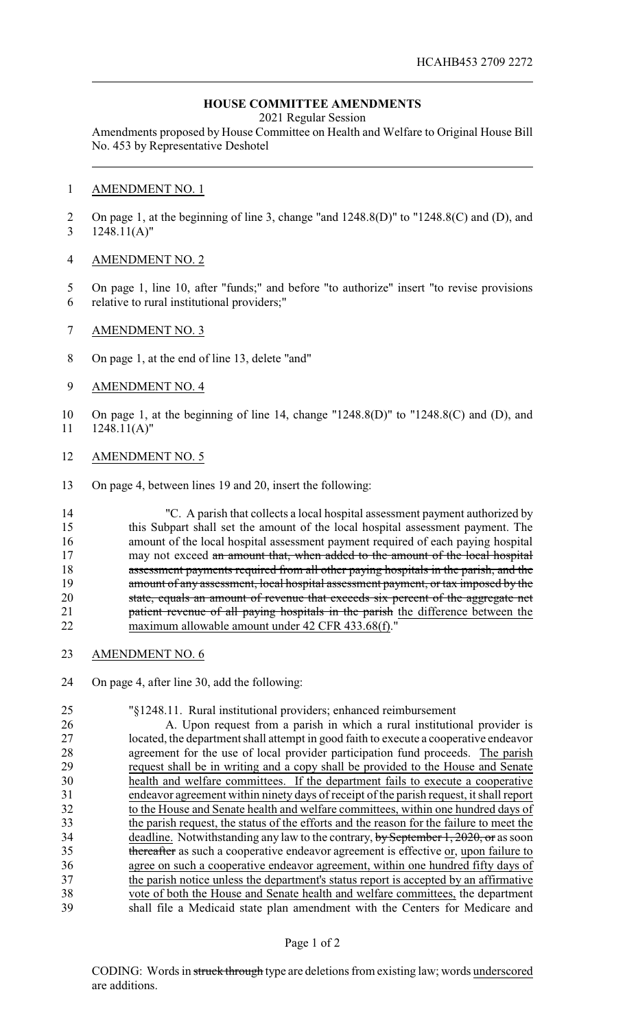# HOUSE COMMITTEE AMENDMENTS

2021 Regular Session

Amendments proposed by House Committee on Health and Welfare to Original House Bill No. 453 by Representative Deshotel

<u>AMENDMENT NO. 1</u>

On page 1, at the beginning of line 3, change "and 1248.8(D)" to "1248.8(C) and (D), and 1248.11(A)"

<u>AMENDMENT NO. 2</u>

On page 1, line 10, after "funds;" and before "to authorize" insert "to revise provisions relative to rural institutional providers;"

<u>AMENDMENT NO. 3</u>

On page 1, at the end of line 13, delete "and"

<u>AMENDMENT NO. 4</u>

On page 1, at the beginning of line 14, change "1248.8(D)" to "1248.8(C) and (D), and 1248.11(A)"

<u>AMENDMENT NO. 5</u>

On page 4, between lines 19 and 20, insert the following:

"C. A parish that collects a local hospital assessment payment authorized by this Subpart shall set the amount of the local hospital assessment payment. The amount of the local hospital assessment payment required of each paying hospital may not exceed ~~an amount that, when added to the amount of the local hospital assessment payments required from all other paying hospitals in the parish, and the amount of any assessment, local hospital assessment payment, or tax imposed by the state, equals an amount of revenue that exceeds six percent of the aggregate net patient revenue of all paying hospitals in the parish~~ <u>the difference between the maximum allowable amount under 42 CFR 433.68(f)</u>."

<u>AMENDMENT NO. 6</u>

On page 4, after line 30, add the following:

"§1248.11. Rural institutional providers; enhanced reimbursement

A. Upon request from a parish in which a rural institutional provider is located, the department shall attempt in good faith to execute a cooperative endeavor agreement for the use of local provider participation fund proceeds. <u>The parish request shall be in writing and a copy shall be provided to the House and Senate health and welfare committees. If the department fails to execute a cooperative endeavor agreement within ninety days of receipt of the parish request, it shall report to the House and Senate health and welfare committees, within one hundred days of the parish request, the status of the efforts and the reason for the failure to meet the deadline.</u> Notwithstanding any law to the contrary, ~~by September 1, 2020, or~~ as soon ~~thereafter~~ as such a cooperative endeavor agreement is effective <u>or, upon failure to agree on such a cooperative endeavor agreement, within one hundred fifty days of the parish notice unless the department's status report is accepted by an affirmative vote of both the House and Senate health and welfare committees,</u> the department shall file a Medicaid state plan amendment with the Centers for Medicare and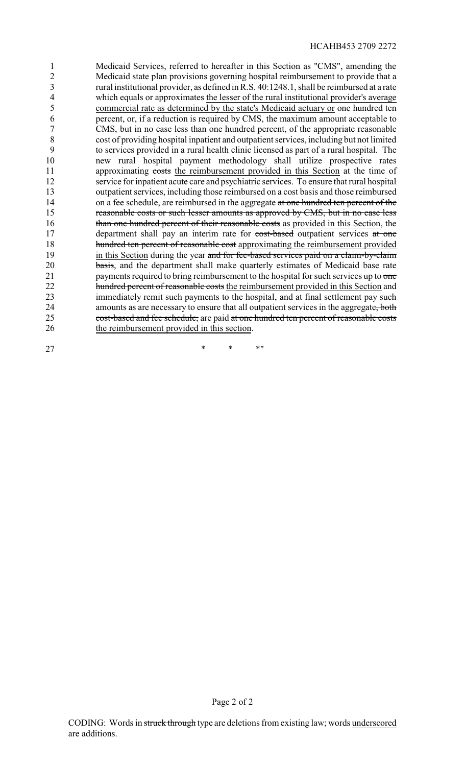Medicaid Services, referred to hereafter in this Section as "CMS", amending the Medicaid state plan provisions governing hospital reimbursement to provide that a rural institutional provider, as defined in R.S. 40:1248.1, shall be reimbursed at a rate which equals or approximates the lesser of the rural institutional provider's average commercial rate as determined by the state's Medicaid actuary or one hundred ten percent, or, if a reduction is required by CMS, the maximum amount acceptable to CMS, but in no case less than one hundred percent, of the appropriate reasonable cost of providing hospital inpatient and outpatient services, including but not limited to services provided in a rural health clinic licensed as part of a rural hospital. The new rural hospital payment methodology shall utilize prospective rates approximating ~~costs~~ the reimbursement provided in this Section at the time of service for inpatient acute care and psychiatric services. To ensure that rural hospital outpatient services, including those reimbursed on a cost basis and those reimbursed on a fee schedule, are reimbursed in the aggregate ~~at one hundred ten percent of the reasonable costs or such lesser amounts as approved by CMS, but in no case less than one hundred percent of their reasonable costs~~ as provided in this Section, the department shall pay an interim rate for ~~cost-based~~ outpatient services ~~at one hundred ten percent of reasonable cost~~ approximating the reimbursement provided in this Section during the year ~~and for fee-based services paid on a claim-by-claim basis~~, and the department shall make quarterly estimates of Medicaid base rate payments required to bring reimbursement to the hospital for such services up to ~~one hundred percent of reasonable costs~~ the reimbursement provided in this Section and immediately remit such payments to the hospital, and at final settlement pay such amounts as are necessary to ensure that all outpatient services in the aggregate~~, both cost-based and fee schedule,~~ are paid ~~at one hundred ten percent of reasonable costs~~ the reimbursement provided in this section.

\* \* \*"

CODING: Words in ~~struck through~~ type are deletions from existing law; words underscored are additions.